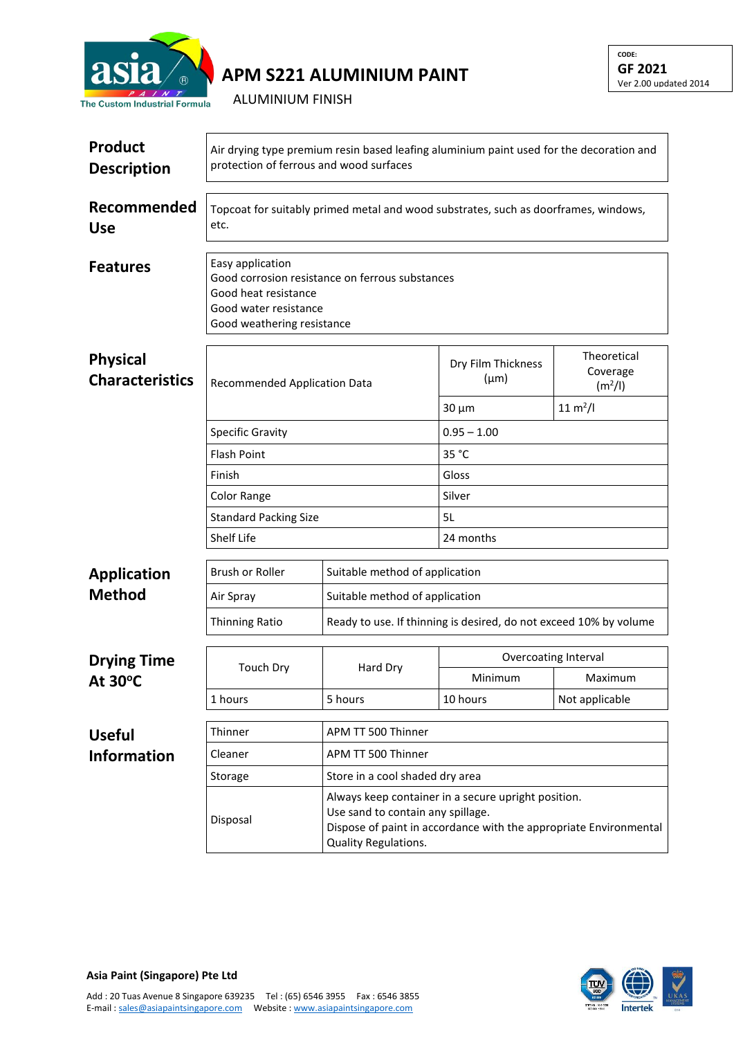# APM S221 ALUMINIUM PAINT

ALUMINIUM FINISH

CODE:
**GF 2021**
Ver 2.00 updated 2014

## Product Description

Air drying type premium resin based leafing aluminium paint used for the decoration and protection of ferrous and wood surfaces

## Recommended Use

Topcoat for suitably primed metal and wood substrates, such as doorframes, windows, etc.

## Features

Easy application
Good corrosion resistance on ferrous substances
Good heat resistance
Good water resistance
Good weathering resistance

## Physical Characteristics

| Recommended Application Data | Dry Film Thickness (μm) | Theoretical Coverage ($m^2$/l) |
|---|---|---|
| | 30 μm | 11 $m^2$/l |
| Specific Gravity | 0.95 – 1.00 | |
| Flash Point | 35 °C | |
| Finish | Gloss | |
| Color Range | Silver | |
| Standard Packing Size | 5L | |
| Shelf Life | 24 months | |

## Application Method

| | |
|---|---|
| Brush or Roller | Suitable method of application |
| Air Spray | Suitable method of application |
| Thinning Ratio | Ready to use. If thinning is desired, do not exceed 10% by volume |

## Drying Time At 30ºC

| Touch Dry | Hard Dry | Overcoating Interval | |
|---|---|---|---|
| | | Minimum | Maximum |
| 1 hours | 5 hours | 10 hours | Not applicable |

## Useful Information

| | |
|---|---|
| Thinner | APM TT 500 Thinner |
| Cleaner | APM TT 500 Thinner |
| Storage | Store in a cool shaded dry area |
| Disposal | Always keep container in a secure upright position.<br>Use sand to contain any spillage.<br>Dispose of paint in accordance with the appropriate Environmental Quality Regulations. |

**Asia Paint (Singapore) Pte Ltd**

Add : 20 Tuas Avenue 8 Singapore 639235 Tel : (65) 6546 3955 Fax : 6546 3855
E-mail : sales@asiapaintsingapore.com Website : www.asiapaintsingapore.com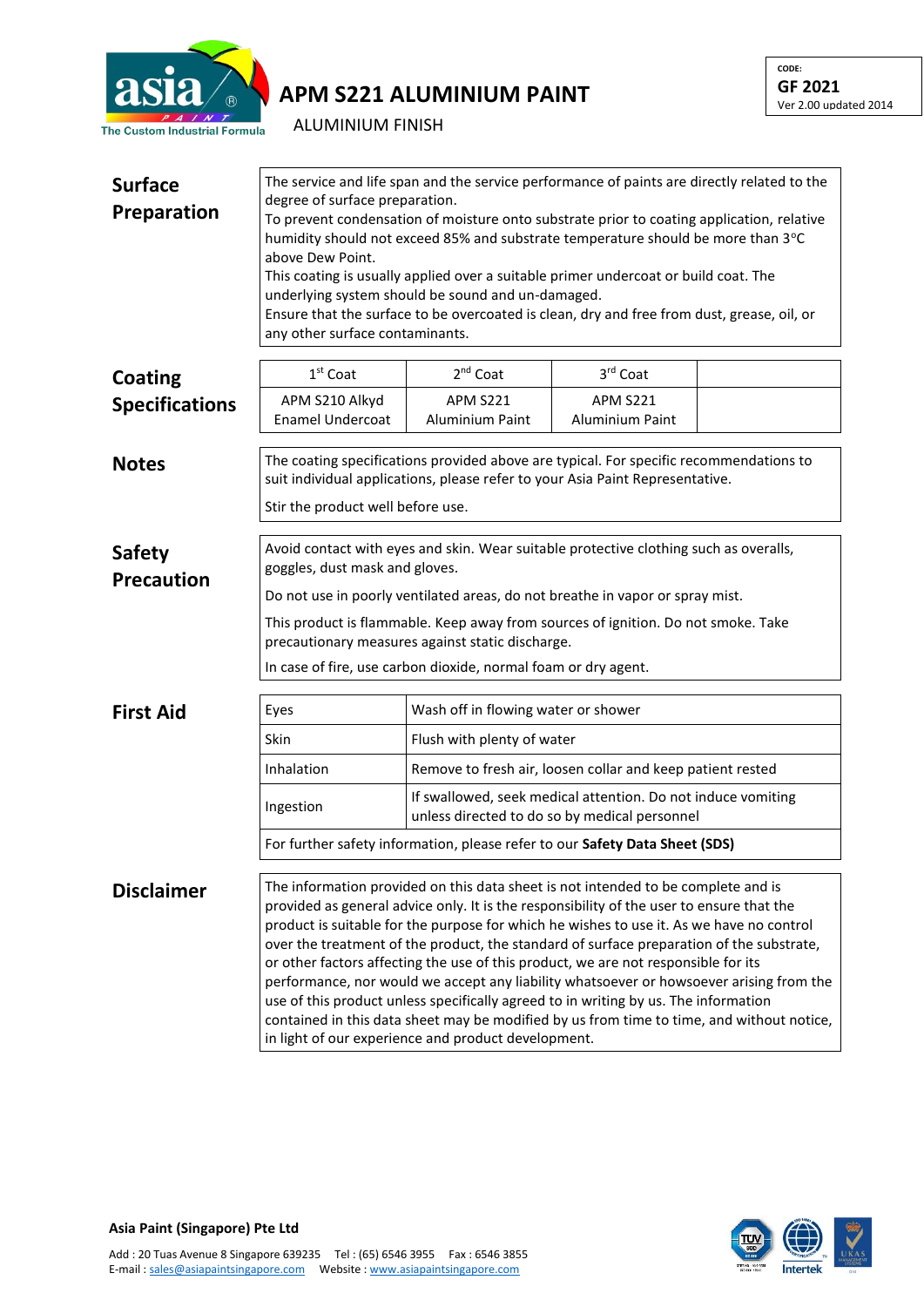# APM S221 ALUMINIUM PAINT

ALUMINIUM FINISH

CODE:
**GF 2021**
Ver 2.00 updated 2014

## Surface Preparation

The service and life span and the service performance of paints are directly related to the degree of surface preparation.
To prevent condensation of moisture onto substrate prior to coating application, relative humidity should not exceed 85% and substrate temperature should be more than 3°C above Dew Point.
This coating is usually applied over a suitable primer undercoat or build coat. The underlying system should be sound and un-damaged.
Ensure that the surface to be overcoated is clean, dry and free from dust, grease, oil, or any other surface contaminants.

## Coating Specifications

| 1st Coat | 2nd Coat | 3rd Coat | |
|---|---|---|---|
| APM S210 Alkyd Enamel Undercoat | APM S221 Aluminium Paint | APM S221 Aluminium Paint | |

## Notes

The coating specifications provided above are typical. For specific recommendations to suit individual applications, please refer to your Asia Paint Representative.

Stir the product well before use.

## Safety Precaution

Avoid contact with eyes and skin. Wear suitable protective clothing such as overalls, goggles, dust mask and gloves.

Do not use in poorly ventilated areas, do not breathe in vapor or spray mist.

This product is flammable. Keep away from sources of ignition. Do not smoke. Take precautionary measures against static discharge.

In case of fire, use carbon dioxide, normal foam or dry agent.

## First Aid

| | |
|---|---|
| Eyes | Wash off in flowing water or shower |
| Skin | Flush with plenty of water |
| Inhalation | Remove to fresh air, loosen collar and keep patient rested |
| Ingestion | If swallowed, seek medical attention. Do not induce vomiting unless directed to do so by medical personnel |

For further safety information, please refer to our **Safety Data Sheet (SDS)**

## Disclaimer

The information provided on this data sheet is not intended to be complete and is provided as general advice only. It is the responsibility of the user to ensure that the product is suitable for the purpose for which he wishes to use it. As we have no control over the treatment of the product, the standard of surface preparation of the substrate, or other factors affecting the use of this product, we are not responsible for its performance, nor would we accept any liability whatsoever or howsoever arising from the use of this product unless specifically agreed to in writing by us. The information contained in this data sheet may be modified by us from time to time, and without notice, in light of our experience and product development.

**Asia Paint (Singapore) Pte Ltd**

Add : 20 Tuas Avenue 8 Singapore 639235 Tel : (65) 6546 3955 Fax : 6546 3855
E-mail : sales@asiapaintsingapore.com Website : www.asiapaintsingapore.com